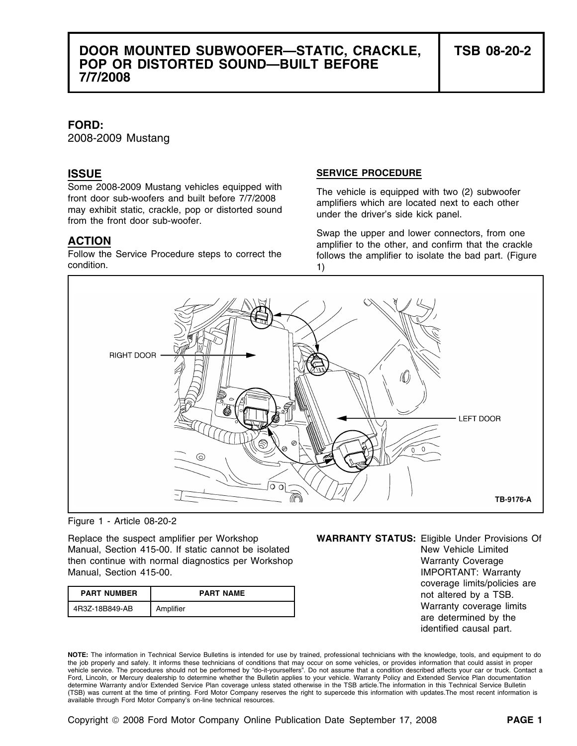# DOOR MOUNTED SUBWOOFER—STATIC, CRACKLE, POP OR DISTORTED SOUND—BUILT BEFORE 7/7/2008

**TSB 08-20-2**

**FORD:**
2008-2009 Mustang

## ISSUE

Some 2008-2009 Mustang vehicles equipped with front door sub-woofers and built before 7/7/2008 may exhibit static, crackle, pop or distorted sound from the front door sub-woofer.

## ACTION

Follow the Service Procedure steps to correct the condition.

### SERVICE PROCEDURE

The vehicle is equipped with two (2) subwoofer amplifiers which are located next to each other under the driver's side kick panel.

Swap the upper and lower connectors, from one amplifier to the other, and confirm that the crackle follows the amplifier to isolate the bad part. (Figure 1)

RIGHT DOOR

LEFT DOOR

TB-9176-A

Figure 1 - Article 08-20-2

Replace the suspect amplifier per Workshop Manual, Section 415-00. If static cannot be isolated then continue with normal diagnostics per Workshop Manual, Section 415-00.

| PART NUMBER | PART NAME |
|---|---|
| 4R3Z-18B849-AB | Amplifier |

**WARRANTY STATUS:** Eligible Under Provisions Of New Vehicle Limited Warranty Coverage
IMPORTANT: Warranty coverage limits/policies are not altered by a TSB. Warranty coverage limits are determined by the identified causal part.

**NOTE:** The information in Technical Service Bulletins is intended for use by trained, professional technicians with the knowledge, tools, and equipment to do the job properly and safely. It informs these technicians of conditions that may occur on some vehicles, or provides information that could assist in proper vehicle service. The procedures should not be performed by "do-it-yourselfers". Do not assume that a condition described affects your car or truck. Contact a Ford, Lincoln, or Mercury dealership to determine whether the Bulletin applies to your vehicle. Warranty Policy and Extended Service Plan documentation determine Warranty and/or Extended Service Plan coverage unless stated otherwise in the TSB article.The information in this Technical Service Bulletin (TSB) was current at the time of printing. Ford Motor Company reserves the right to supercede this information with updates.The most recent information is available through Ford Motor Company's on-line technical resources.

Copyright © 2008 Ford Motor Company Online Publication Date September 17, 2008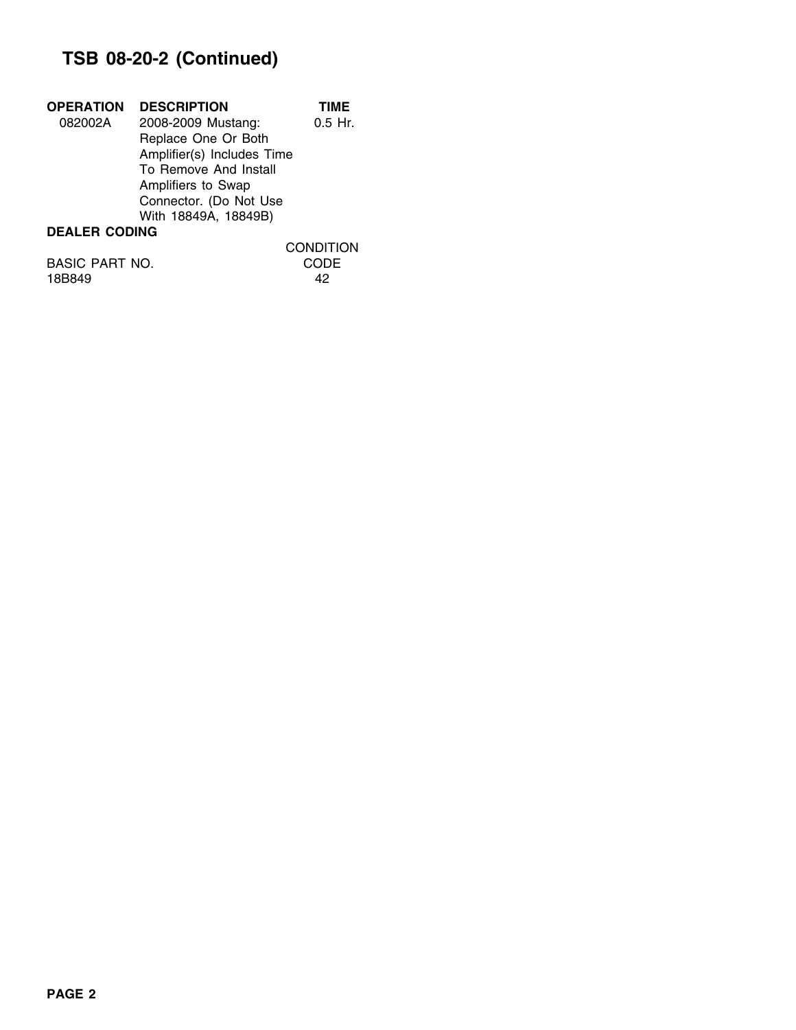# TSB 08-20-2 (Continued)

| OPERATION | DESCRIPTION | TIME |
|---|---|---|
| 082002A | 2008-2009 Mustang: Replace One Or Both Amplifier(s) Includes Time To Remove And Install Amplifiers to Swap Connector. (Do Not Use With 18849A, 18849B) | 0.5 Hr. |

**DEALER CODING**

| BASIC PART NO. | CONDITION CODE |
|---|---|
| 18B849 | 42 |